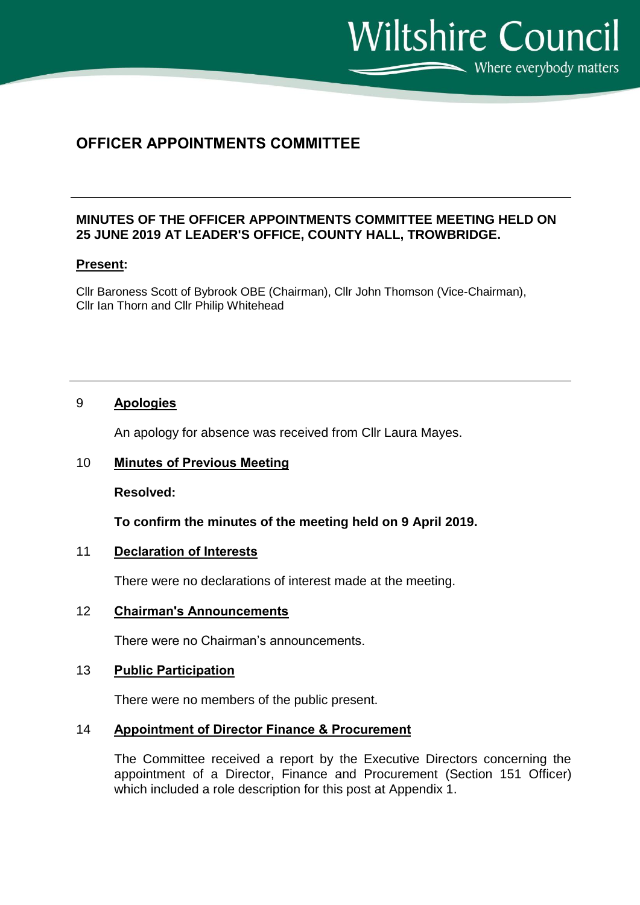# OFFICER APPOINTMENTS COMMITTEE

---

**MINUTES OF THE OFFICER APPOINTMENTS COMMITTEE MEETING HELD ON 25 JUNE 2019 AT LEADER'S OFFICE, COUNTY HALL, TROWBRIDGE.**

**Present:**

Cllr Baroness Scott of Bybrook OBE (Chairman), Cllr John Thomson (Vice-Chairman), Cllr Ian Thorn and Cllr Philip Whitehead

---

## 9 Apologies

An apology for absence was received from Cllr Laura Mayes.

## 10 Minutes of Previous Meeting

**Resolved:**

**To confirm the minutes of the meeting held on 9 April 2019.**

## 11 Declaration of Interests

There were no declarations of interest made at the meeting.

## 12 Chairman's Announcements

There were no Chairman's announcements.

## 13 Public Participation

There were no members of the public present.

## 14 Appointment of Director Finance & Procurement

The Committee received a report by the Executive Directors concerning the appointment of a Director, Finance and Procurement (Section 151 Officer) which included a role description for this post at Appendix 1.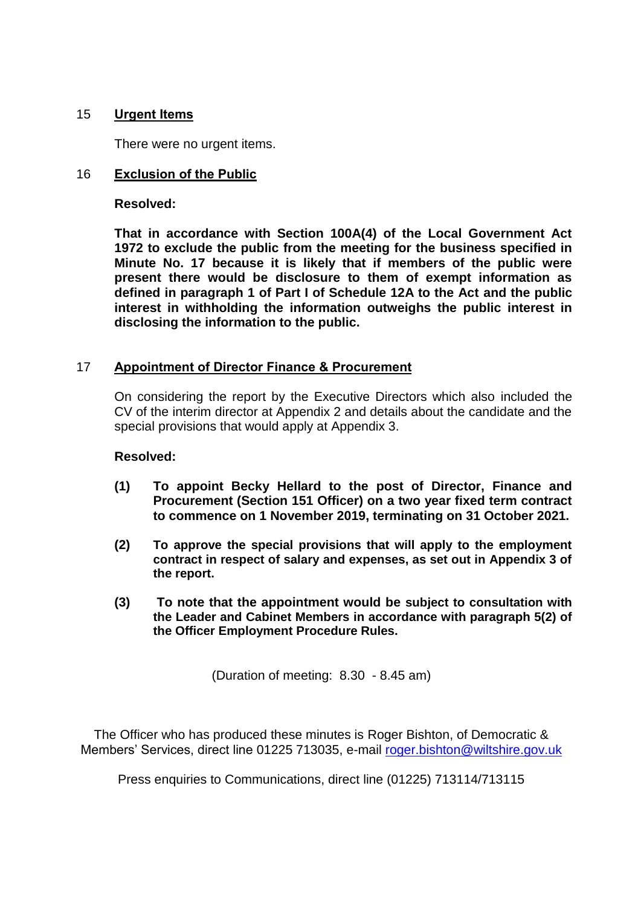## 15 **Urgent Items**

There were no urgent items.

## 16 **Exclusion of the Public**

**Resolved:**

**That in accordance with Section 100A(4) of the Local Government Act 1972 to exclude the public from the meeting for the business specified in Minute No. 17 because it is likely that if members of the public were present there would be disclosure to them of exempt information as defined in paragraph 1 of Part I of Schedule 12A to the Act and the public interest in withholding the information outweighs the public interest in disclosing the information to the public.**

## 17 **Appointment of Director Finance & Procurement**

On considering the report by the Executive Directors which also included the CV of the interim director at Appendix 2 and details about the candidate and the special provisions that would apply at Appendix 3.

**Resolved:**

**(1) To appoint Becky Hellard to the post of Director, Finance and Procurement (Section 151 Officer) on a two year fixed term contract to commence on 1 November 2019, terminating on 31 October 2021.**

**(2) To approve the special provisions that will apply to the employment contract in respect of salary and expenses, as set out in Appendix 3 of the report.**

**(3) To note that the appointment would be subject to consultation with the Leader and Cabinet Members in accordance with paragraph 5(2) of the Officer Employment Procedure Rules.**

(Duration of meeting: 8.30 - 8.45 am)

The Officer who has produced these minutes is Roger Bishton, of Democratic & Members' Services, direct line 01225 713035, e-mail roger.bishton@wiltshire.gov.uk

Press enquiries to Communications, direct line (01225) 713114/713115